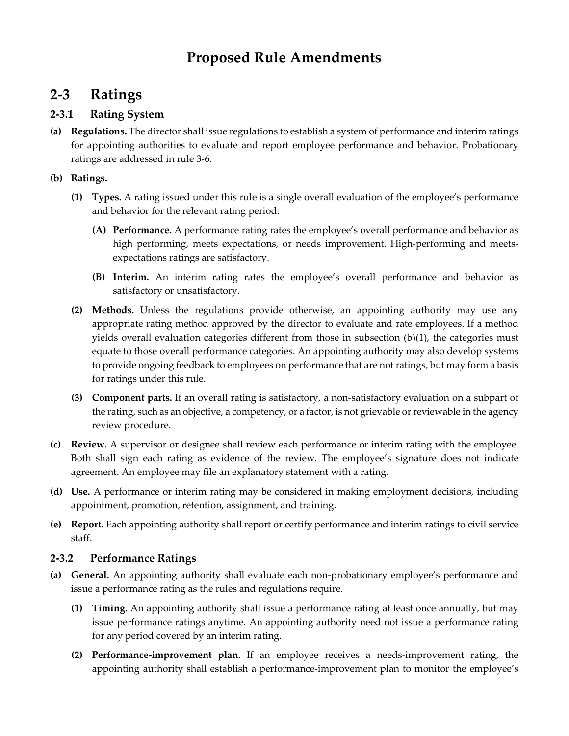# Proposed Rule Amendments

## 2-3 Ratings

### 2-3.1 Rating System

**(a) Regulations.** The director shall issue regulations to establish a system of performance and interim ratings for appointing authorities to evaluate and report employee performance and behavior. Probationary ratings are addressed in rule 3-6.

**(b) Ratings.**

**(1) Types.** A rating issued under this rule is a single overall evaluation of the employee's performance and behavior for the relevant rating period:

**(A) Performance.** A performance rating rates the employee's overall performance and behavior as high performing, meets expectations, or needs improvement. High-performing and meets-expectations ratings are satisfactory.

**(B) Interim.** An interim rating rates the employee's overall performance and behavior as satisfactory or unsatisfactory.

**(2) Methods.** Unless the regulations provide otherwise, an appointing authority may use any appropriate rating method approved by the director to evaluate and rate employees. If a method yields overall evaluation categories different from those in subsection (b)(1), the categories must equate to those overall performance categories. An appointing authority may also develop systems to provide ongoing feedback to employees on performance that are not ratings, but may form a basis for ratings under this rule.

**(3) Component parts.** If an overall rating is satisfactory, a non-satisfactory evaluation on a subpart of the rating, such as an objective, a competency, or a factor, is not grievable or reviewable in the agency review procedure.

**(c) Review.** A supervisor or designee shall review each performance or interim rating with the employee. Both shall sign each rating as evidence of the review. The employee's signature does not indicate agreement. An employee may file an explanatory statement with a rating.

**(d) Use.** A performance or interim rating may be considered in making employment decisions, including appointment, promotion, retention, assignment, and training.

**(e) Report.** Each appointing authority shall report or certify performance and interim ratings to civil service staff.

### 2-3.2 Performance Ratings

**(a) General.** An appointing authority shall evaluate each non-probationary employee's performance and issue a performance rating as the rules and regulations require.

**(1) Timing.** An appointing authority shall issue a performance rating at least once annually, but may issue performance ratings anytime. An appointing authority need not issue a performance rating for any period covered by an interim rating.

**(2) Performance-improvement plan.** If an employee receives a needs-improvement rating, the appointing authority shall establish a performance-improvement plan to monitor the employee's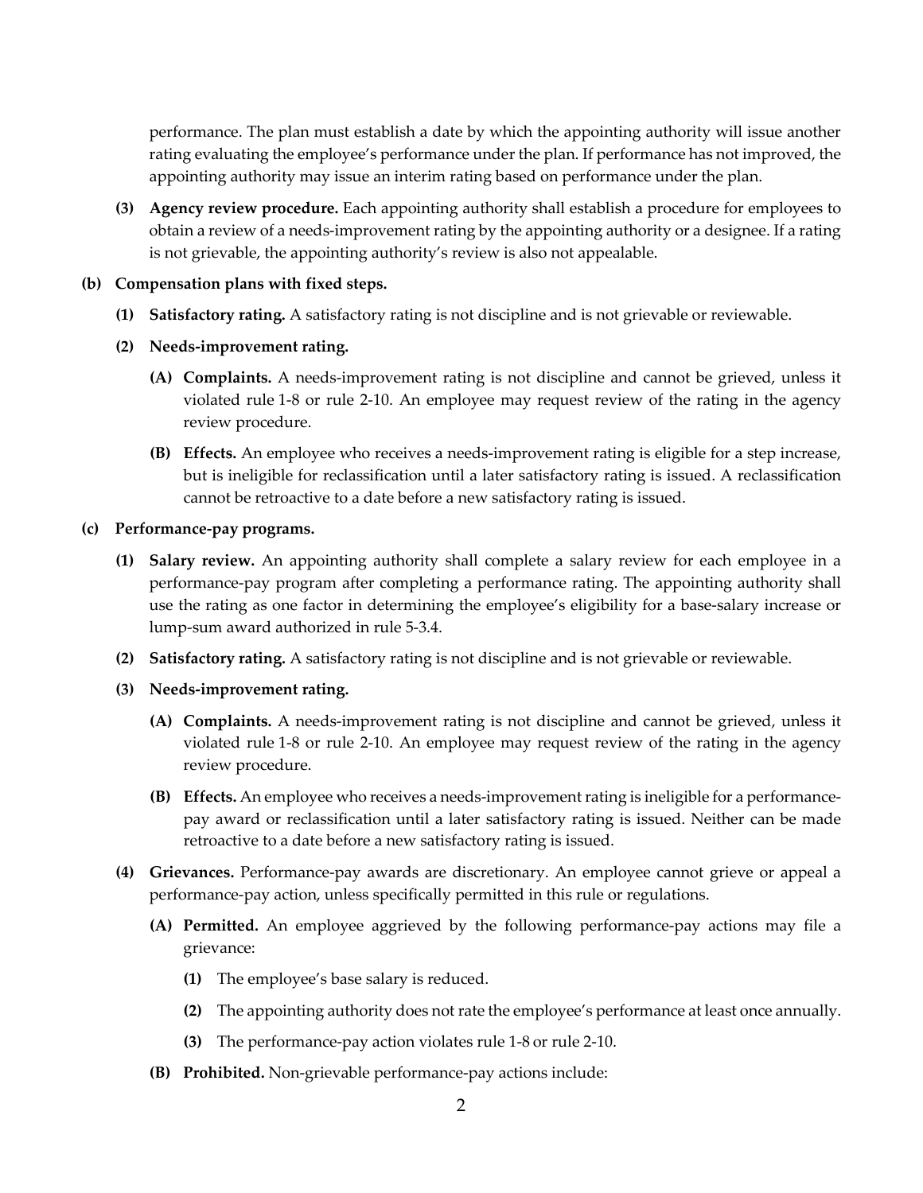performance. The plan must establish a date by which the appointing authority will issue another rating evaluating the employee's performance under the plan. If performance has not improved, the appointing authority may issue an interim rating based on performance under the plan.

**(3) Agency review procedure.** Each appointing authority shall establish a procedure for employees to obtain a review of a needs-improvement rating by the appointing authority or a designee. If a rating is not grievable, the appointing authority's review is also not appealable.

**(b) Compensation plans with fixed steps.**

**(1) Satisfactory rating.** A satisfactory rating is not discipline and is not grievable or reviewable.

**(2) Needs-improvement rating.**

**(A) Complaints.** A needs-improvement rating is not discipline and cannot be grieved, unless it violated rule 1-8 or rule 2-10. An employee may request review of the rating in the agency review procedure.

**(B) Effects.** An employee who receives a needs-improvement rating is eligible for a step increase, but is ineligible for reclassification until a later satisfactory rating is issued. A reclassification cannot be retroactive to a date before a new satisfactory rating is issued.

**(c) Performance-pay programs.**

**(1) Salary review.** An appointing authority shall complete a salary review for each employee in a performance-pay program after completing a performance rating. The appointing authority shall use the rating as one factor in determining the employee's eligibility for a base-salary increase or lump-sum award authorized in rule 5-3.4.

**(2) Satisfactory rating.** A satisfactory rating is not discipline and is not grievable or reviewable.

**(3) Needs-improvement rating.**

**(A) Complaints.** A needs-improvement rating is not discipline and cannot be grieved, unless it violated rule 1-8 or rule 2-10. An employee may request review of the rating in the agency review procedure.

**(B) Effects.** An employee who receives a needs-improvement rating is ineligible for a performance-pay award or reclassification until a later satisfactory rating is issued. Neither can be made retroactive to a date before a new satisfactory rating is issued.

**(4) Grievances.** Performance-pay awards are discretionary. An employee cannot grieve or appeal a performance-pay action, unless specifically permitted in this rule or regulations.

**(A) Permitted.** An employee aggrieved by the following performance-pay actions may file a grievance:

**(1)** The employee's base salary is reduced.

**(2)** The appointing authority does not rate the employee's performance at least once annually.

**(3)** The performance-pay action violates rule 1-8 or rule 2-10.

**(B) Prohibited.** Non-grievable performance-pay actions include: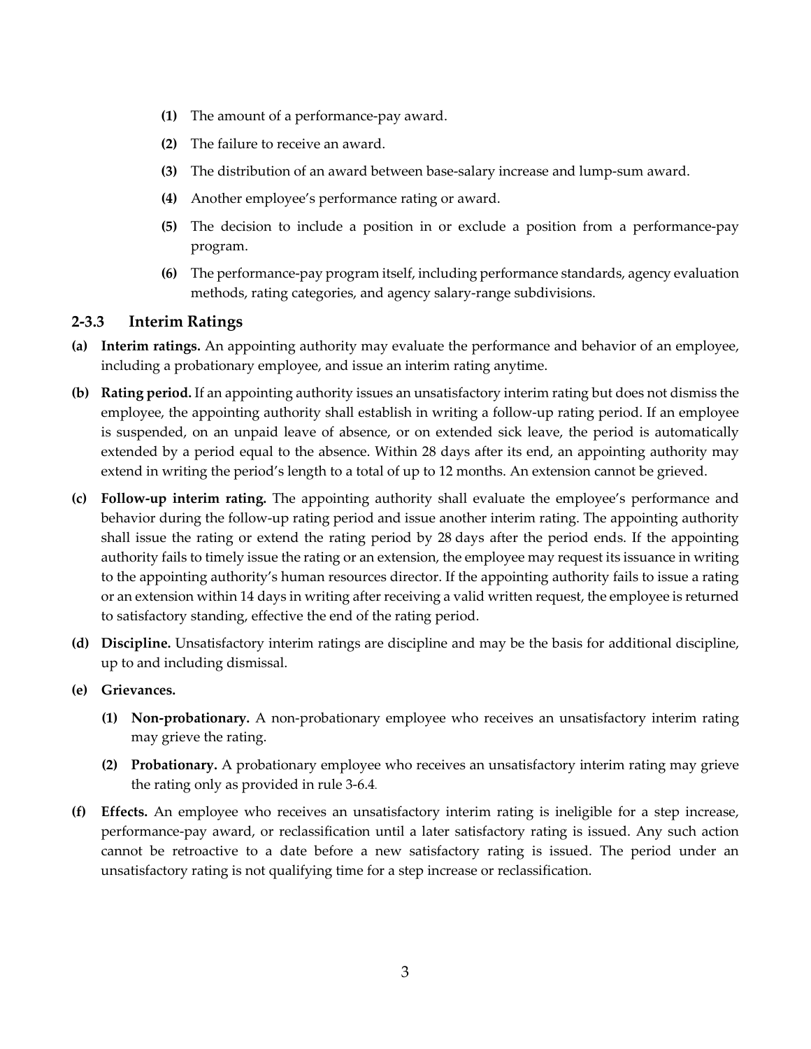- **(1)** The amount of a performance-pay award.
- **(2)** The failure to receive an award.
- **(3)** The distribution of an award between base-salary increase and lump-sum award.
- **(4)** Another employee's performance rating or award.
- **(5)** The decision to include a position in or exclude a position from a performance-pay program.
- **(6)** The performance-pay program itself, including performance standards, agency evaluation methods, rating categories, and agency salary-range subdivisions.

### 2-3.3 Interim Ratings

**(a) Interim ratings.** An appointing authority may evaluate the performance and behavior of an employee, including a probationary employee, and issue an interim rating anytime.

**(b) Rating period.** If an appointing authority issues an unsatisfactory interim rating but does not dismiss the employee, the appointing authority shall establish in writing a follow-up rating period. If an employee is suspended, on an unpaid leave of absence, or on extended sick leave, the period is automatically extended by a period equal to the absence. Within 28 days after its end, an appointing authority may extend in writing the period's length to a total of up to 12 months. An extension cannot be grieved.

**(c) Follow-up interim rating.** The appointing authority shall evaluate the employee's performance and behavior during the follow-up rating period and issue another interim rating. The appointing authority shall issue the rating or extend the rating period by 28 days after the period ends. If the appointing authority fails to timely issue the rating or an extension, the employee may request its issuance in writing to the appointing authority's human resources director. If the appointing authority fails to issue a rating or an extension within 14 days in writing after receiving a valid written request, the employee is returned to satisfactory standing, effective the end of the rating period.

**(d) Discipline.** Unsatisfactory interim ratings are discipline and may be the basis for additional discipline, up to and including dismissal.

**(e) Grievances.**

- **(1) Non-probationary.** A non-probationary employee who receives an unsatisfactory interim rating may grieve the rating.
- **(2) Probationary.** A probationary employee who receives an unsatisfactory interim rating may grieve the rating only as provided in rule 3-6.4.

**(f) Effects.** An employee who receives an unsatisfactory interim rating is ineligible for a step increase, performance-pay award, or reclassification until a later satisfactory rating is issued. Any such action cannot be retroactive to a date before a new satisfactory rating is issued. The period under an unsatisfactory rating is not qualifying time for a step increase or reclassification.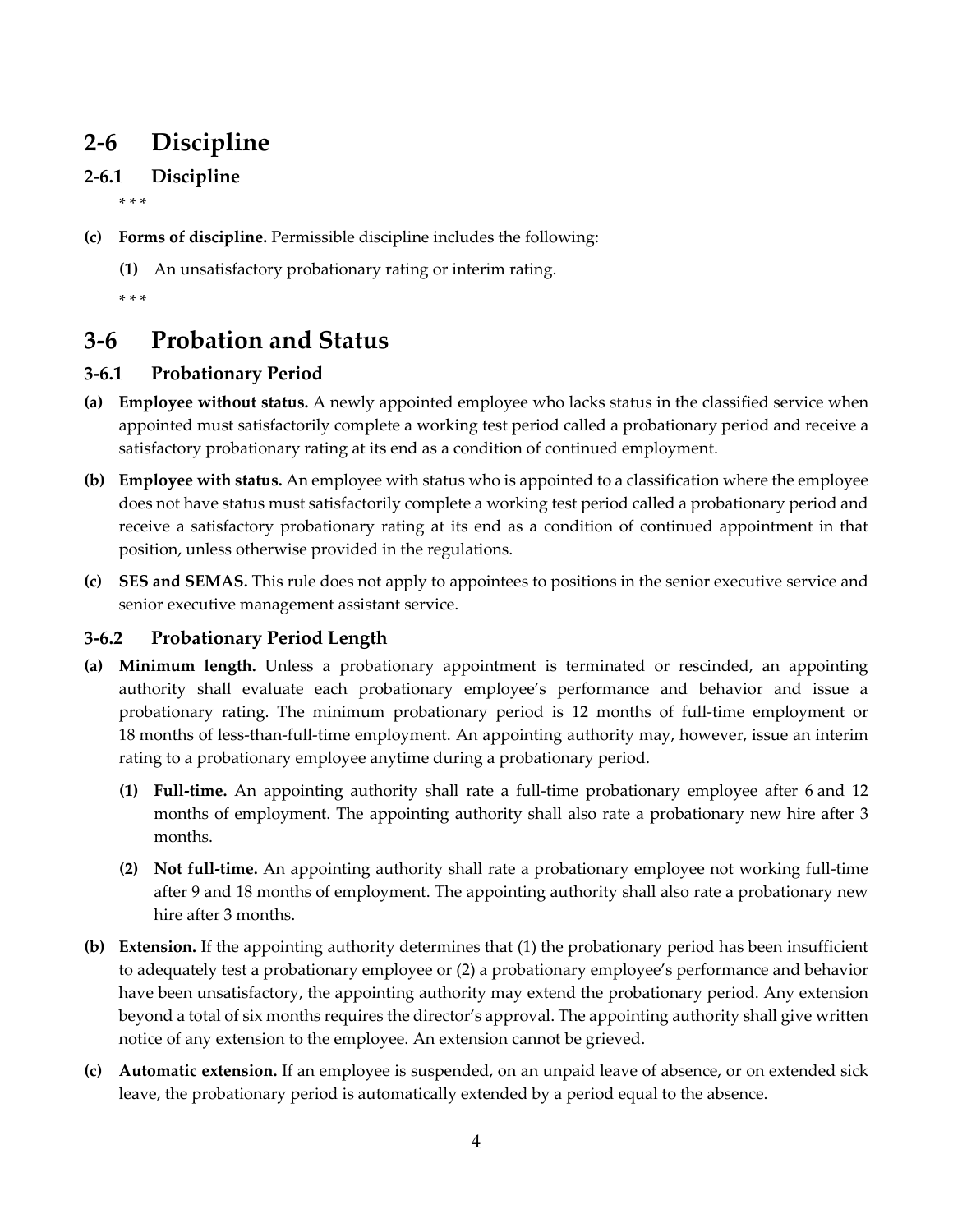# 2-6 Discipline

## 2-6.1 Discipline

\* \* \*

**(c) Forms of discipline.** Permissible discipline includes the following:

**(1)** An unsatisfactory probationary rating or interim rating.

\* \* \*

# 3-6 Probation and Status

## 3-6.1 Probationary Period

**(a) Employee without status.** A newly appointed employee who lacks status in the classified service when appointed must satisfactorily complete a working test period called a probationary period and receive a satisfactory probationary rating at its end as a condition of continued employment.

**(b) Employee with status.** An employee with status who is appointed to a classification where the employee does not have status must satisfactorily complete a working test period called a probationary period and receive a satisfactory probationary rating at its end as a condition of continued appointment in that position, unless otherwise provided in the regulations.

**(c) SES and SEMAS.** This rule does not apply to appointees to positions in the senior executive service and senior executive management assistant service.

## 3-6.2 Probationary Period Length

**(a) Minimum length.** Unless a probationary appointment is terminated or rescinded, an appointing authority shall evaluate each probationary employee's performance and behavior and issue a probationary rating. The minimum probationary period is 12 months of full-time employment or 18 months of less-than-full-time employment. An appointing authority may, however, issue an interim rating to a probationary employee anytime during a probationary period.

**(1) Full-time.** An appointing authority shall rate a full-time probationary employee after 6 and 12 months of employment. The appointing authority shall also rate a probationary new hire after 3 months.

**(2) Not full-time.** An appointing authority shall rate a probationary employee not working full-time after 9 and 18 months of employment. The appointing authority shall also rate a probationary new hire after 3 months.

**(b) Extension.** If the appointing authority determines that (1) the probationary period has been insufficient to adequately test a probationary employee or (2) a probationary employee's performance and behavior have been unsatisfactory, the appointing authority may extend the probationary period. Any extension beyond a total of six months requires the director's approval. The appointing authority shall give written notice of any extension to the employee. An extension cannot be grieved.

**(c) Automatic extension.** If an employee is suspended, on an unpaid leave of absence, or on extended sick leave, the probationary period is automatically extended by a period equal to the absence.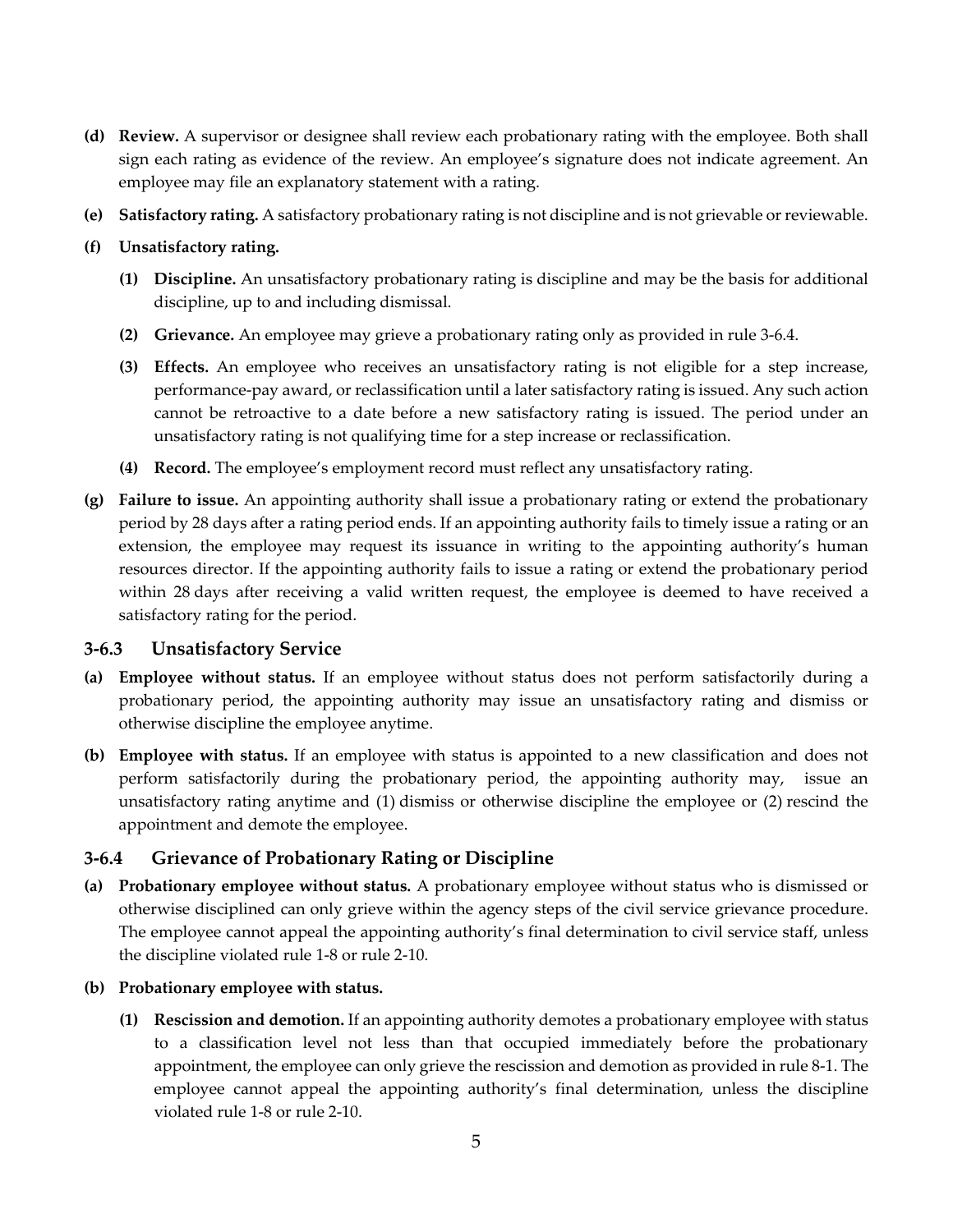**(d) Review.** A supervisor or designee shall review each probationary rating with the employee. Both shall sign each rating as evidence of the review. An employee's signature does not indicate agreement. An employee may file an explanatory statement with a rating.

**(e) Satisfactory rating.** A satisfactory probationary rating is not discipline and is not grievable or reviewable.

**(f) Unsatisfactory rating.**

- **(1) Discipline.** An unsatisfactory probationary rating is discipline and may be the basis for additional discipline, up to and including dismissal.
- **(2) Grievance.** An employee may grieve a probationary rating only as provided in rule 3-6.4.
- **(3) Effects.** An employee who receives an unsatisfactory rating is not eligible for a step increase, performance-pay award, or reclassification until a later satisfactory rating is issued. Any such action cannot be retroactive to a date before a new satisfactory rating is issued. The period under an unsatisfactory rating is not qualifying time for a step increase or reclassification.
- **(4) Record.** The employee's employment record must reflect any unsatisfactory rating.

**(g) Failure to issue.** An appointing authority shall issue a probationary rating or extend the probationary period by 28 days after a rating period ends. If an appointing authority fails to timely issue a rating or an extension, the employee may request its issuance in writing to the appointing authority's human resources director. If the appointing authority fails to issue a rating or extend the probationary period within 28 days after receiving a valid written request, the employee is deemed to have received a satisfactory rating for the period.

## 3-6.3 Unsatisfactory Service

**(a) Employee without status.** If an employee without status does not perform satisfactorily during a probationary period, the appointing authority may issue an unsatisfactory rating and dismiss or otherwise discipline the employee anytime.

**(b) Employee with status.** If an employee with status is appointed to a new classification and does not perform satisfactorily during the probationary period, the appointing authority may, issue an unsatisfactory rating anytime and (1) dismiss or otherwise discipline the employee or (2) rescind the appointment and demote the employee.

## 3-6.4 Grievance of Probationary Rating or Discipline

**(a) Probationary employee without status.** A probationary employee without status who is dismissed or otherwise disciplined can only grieve within the agency steps of the civil service grievance procedure. The employee cannot appeal the appointing authority's final determination to civil service staff, unless the discipline violated rule 1-8 or rule 2-10.

**(b) Probationary employee with status.**

- **(1) Rescission and demotion.** If an appointing authority demotes a probationary employee with status to a classification level not less than that occupied immediately before the probationary appointment, the employee can only grieve the rescission and demotion as provided in rule 8-1. The employee cannot appeal the appointing authority's final determination, unless the discipline violated rule 1-8 or rule 2-10.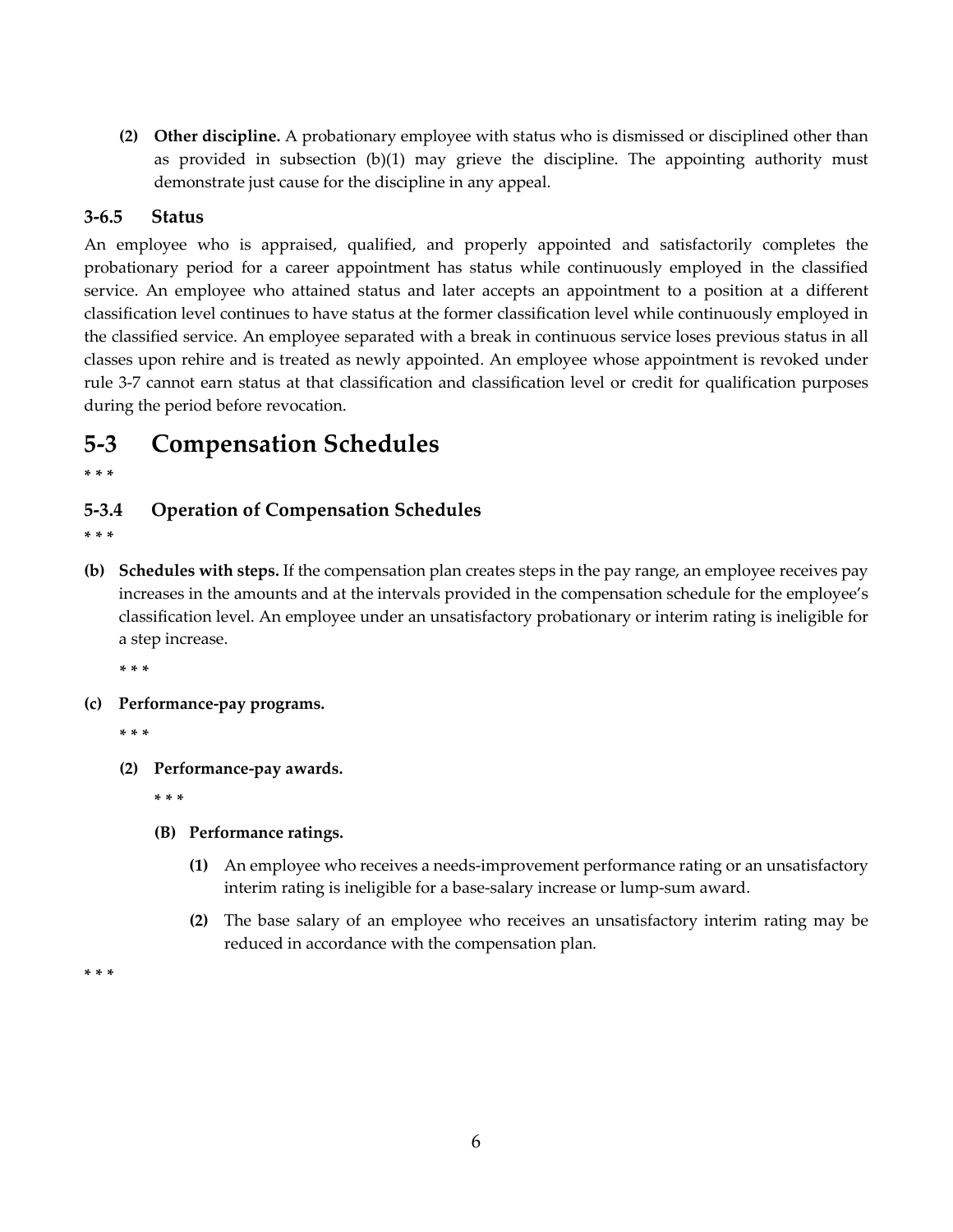**(2) Other discipline.** A probationary employee with status who is dismissed or disciplined other than as provided in subsection (b)(1) may grieve the discipline. The appointing authority must demonstrate just cause for the discipline in any appeal.

### 3-6.5 Status

An employee who is appraised, qualified, and properly appointed and satisfactorily completes the probationary period for a career appointment has status while continuously employed in the classified service. An employee who attained status and later accepts an appointment to a position at a different classification level continues to have status at the former classification level while continuously employed in the classified service. An employee separated with a break in continuous service loses previous status in all classes upon rehire and is treated as newly appointed. An employee whose appointment is revoked under rule 3-7 cannot earn status at that classification and classification level or credit for qualification purposes during the period before revocation.

## 5-3 Compensation Schedules

\* \* \*

### 5-3.4 Operation of Compensation Schedules

\* \* \*

**(b) Schedules with steps.** If the compensation plan creates steps in the pay range, an employee receives pay increases in the amounts and at the intervals provided in the compensation schedule for the employee's classification level. An employee under an unsatisfactory probationary or interim rating is ineligible for a step increase.

\* \* \*

**(c) Performance-pay programs.**

\* \* \*

**(2) Performance-pay awards.**

\* \* \*

**(B) Performance ratings.**

**(1)** An employee who receives a needs-improvement performance rating or an unsatisfactory interim rating is ineligible for a base-salary increase or lump-sum award.

**(2)** The base salary of an employee who receives an unsatisfactory interim rating may be reduced in accordance with the compensation plan.

\* \* \*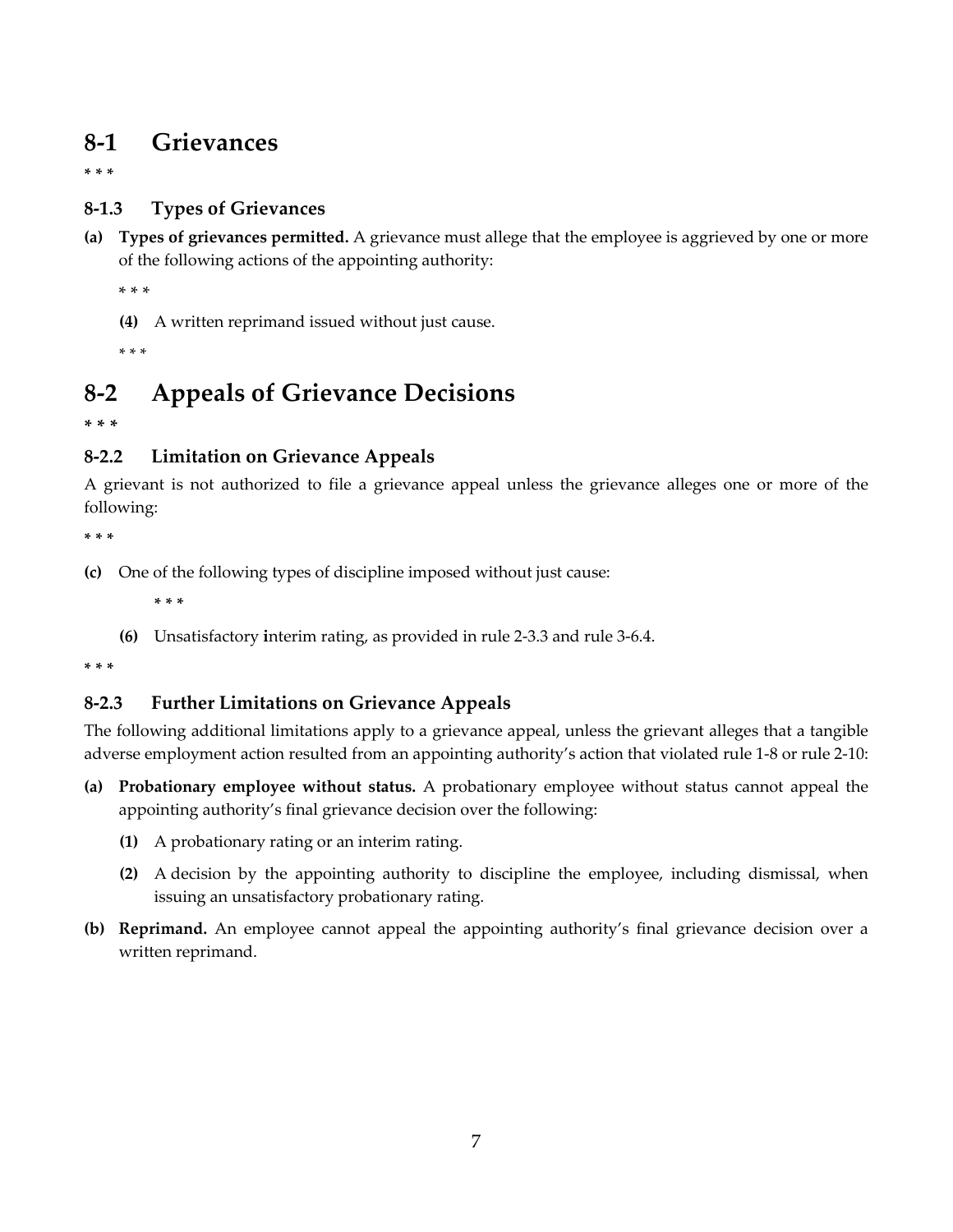## 8-1 Grievances

* * *

### 8-1.3 Types of Grievances

**(a) Types of grievances permitted.** A grievance must allege that the employee is aggrieved by one or more of the following actions of the appointing authority:

* * *

**(4)** A written reprimand issued without just cause.

* * *

## 8-2 Appeals of Grievance Decisions

* * *

### 8-2.2 Limitation on Grievance Appeals

A grievant is not authorized to file a grievance appeal unless the grievance alleges one or more of the following:

* * *

**(c)** One of the following types of discipline imposed without just cause:

* * *

**(6)** Unsatisfactory **i**nterim rating, as provided in rule 2-3.3 and rule 3-6.4.

* * *

### 8-2.3 Further Limitations on Grievance Appeals

The following additional limitations apply to a grievance appeal, unless the grievant alleges that a tangible adverse employment action resulted from an appointing authority's action that violated rule 1-8 or rule 2-10:

**(a) Probationary employee without status.** A probationary employee without status cannot appeal the appointing authority's final grievance decision over the following:

**(1)** A probationary rating or an interim rating.

**(2)** A decision by the appointing authority to discipline the employee, including dismissal, when issuing an unsatisfactory probationary rating.

**(b) Reprimand.** An employee cannot appeal the appointing authority's final grievance decision over a written reprimand.